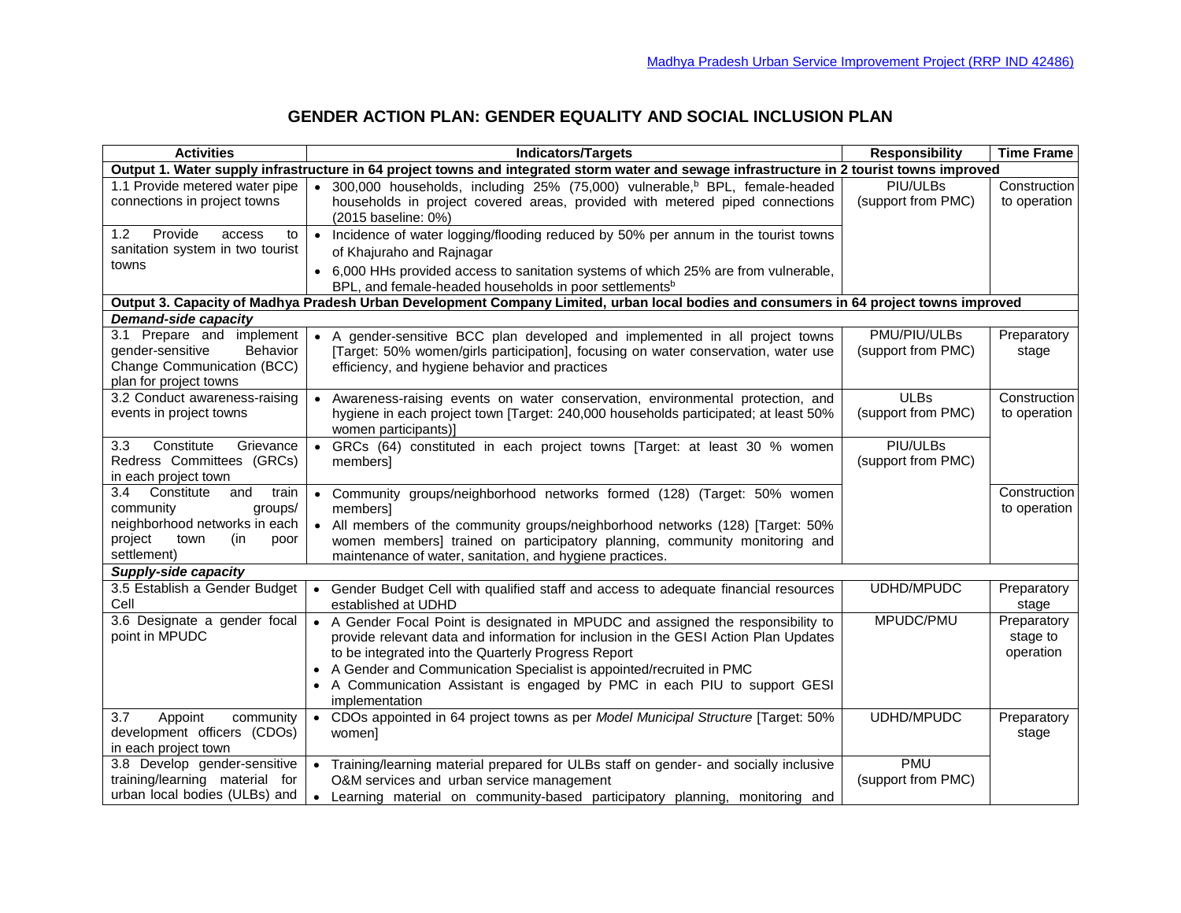# GENDER ACTION PLAN: GENDER EQUALITY AND SOCIAL INCLUSION PLAN

| Activities | Indicators/Targets | Responsibility | Time Frame |
|---|---|---|---|
| **Output 1. Water supply infrastructure in 64 project towns and integrated storm water and sewage infrastructure in 2 tourist towns improved** | | | |
| 1.1 Provide metered water pipe connections in project towns | • 300,000 households, including 25% (75,000) vulnerable,[b] BPL, female-headed households in project covered areas, provided with metered piped connections (2015 baseline: 0%) | PIU/ULBs (support from PMC) | Construction to operation |
| 1.2 Provide access to sanitation system in two tourist towns | • Incidence of water logging/flooding reduced by 50% per annum in the tourist towns of Khajuraho and Rajnagar<br>• 6,000 HHs provided access to sanitation systems of which 25% are from vulnerable, BPL, and female-headed households in poor settlements[b] | | |
| **Output 3. Capacity of Madhya Pradesh Urban Development Company Limited, urban local bodies and consumers in 64 project towns improved** | | | |
| ***Demand-side capacity*** | | | |
| 3.1 Prepare and implement gender-sensitive Behavior Change Communication (BCC) plan for project towns | • A gender-sensitive BCC plan developed and implemented in all project towns [Target: 50% women/girls participation], focusing on water conservation, water use efficiency, and hygiene behavior and practices | PMU/PIU/ULBs (support from PMC) | Preparatory stage |
| 3.2 Conduct awareness-raising events in project towns | • Awareness-raising events on water conservation, environmental protection, and hygiene in each project town [Target: 240,000 households participated; at least 50% women participants)] | ULBs (support from PMC) | Construction to operation |
| 3.3 Constitute Grievance Redress Committees (GRCs) in each project town | • GRCs (64) constituted in each project towns [Target: at least 30 % women members] | PIU/ULBs (support from PMC) | |
| 3.4 Constitute and train community groups/ neighborhood networks in each project town (in poor settlement) | • Community groups/neighborhood networks formed (128) (Target: 50% women members]<br>• All members of the community groups/neighborhood networks (128) [Target: 50% women members] trained on participatory planning, community monitoring and maintenance of water, sanitation, and hygiene practices. | | Construction to operation |
| ***Supply-side capacity*** | | | |
| 3.5 Establish a Gender Budget Cell | • Gender Budget Cell with qualified staff and access to adequate financial resources established at UDHD | UDHD/MPUDC | Preparatory stage |
| 3.6 Designate a gender focal point in MPUDC | • A Gender Focal Point is designated in MPUDC and assigned the responsibility to provide relevant data and information for inclusion in the GESI Action Plan Updates to be integrated into the Quarterly Progress Report<br>• A Gender and Communication Specialist is appointed/recruited in PMC<br>• A Communication Assistant is engaged by PMC in each PIU to support GESI implementation | MPUDC/PMU | Preparatory stage to operation |
| 3.7 Appoint community development officers (CDOs) in each project town | • CDOs appointed in 64 project towns as per *Model Municipal Structure* [Target: 50% women] | UDHD/MPUDC | Preparatory stage |
| 3.8 Develop gender-sensitive training/learning material for urban local bodies (ULBs) and | • Training/learning material prepared for ULBs staff on gender- and socially inclusive O&M services and urban service management<br>• Learning material on community-based participatory planning, monitoring and | PMU (support from PMC) | |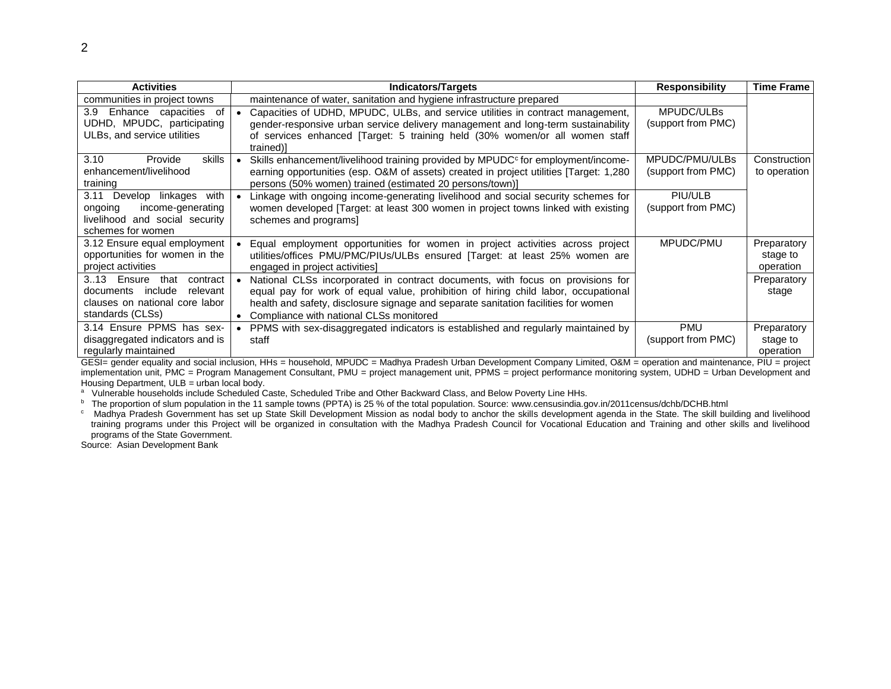| Activities | Indicators/Targets | Responsibility | Time Frame |
|---|---|---|---|
| communities in project towns | maintenance of water, sanitation and hygiene infrastructure prepared | | |
| 3.9 Enhance capacities of UDHD, MPUDC, participating ULBs, and service utilities | • Capacities of UDHD, MPUDC, ULBs, and service utilities in contract management, gender-responsive urban service delivery management and long-term sustainability of services enhanced [Target: 5 training held (30% women/or all women staff trained)] | MPUDC/ULBs (support from PMC) | |
| 3.10 Provide skills enhancement/livelihood training | • Skills enhancement/livelihood training provided by MPUDC[c] for employment/income-earning opportunities (esp. O&M of assets) created in project utilities [Target: 1,280 persons (50% women) trained (estimated 20 persons/town)] | MPUDC/PMU/ULBs (support from PMC) | Construction to operation |
| 3.11 Develop linkages with ongoing income-generating livelihood and social security schemes for women | • Linkage with ongoing income-generating livelihood and social security schemes for women developed [Target: at least 300 women in project towns linked with existing schemes and programs] | PIU/ULB (support from PMC) | |
| 3.12 Ensure equal employment opportunities for women in the project activities | • Equal employment opportunities for women in project activities across project utilities/offices PMU/PMC/PIUs/ULBs ensured [Target: at least 25% women are engaged in project activities] | MPUDC/PMU | Preparatory stage to operation |
| 3..13 Ensure that contract documents include relevant clauses on national core labor standards (CLSs) | • National CLSs incorporated in contract documents, with focus on provisions for equal pay for work of equal value, prohibition of hiring child labor, occupational health and safety, disclosure signage and separate sanitation facilities for women<br>• Compliance with national CLSs monitored | | Preparatory stage |
| 3.14 Ensure PPMS has sex-disaggregated indicators and is regularly maintained | • PPMS with sex-disaggregated indicators is established and regularly maintained by staff | PMU (support from PMC) | Preparatory stage to operation |

GESI= gender equality and social inclusion, HHs = household, MPUDC = Madhya Pradesh Urban Development Company Limited, O&M = operation and maintenance, PIU = project implementation unit, PMC = Program Management Consultant, PMU = project management unit, PPMS = project performance monitoring system, UDHD = Urban Development and Housing Department, ULB = urban local body.

[a] Vulnerable households include Scheduled Caste, Scheduled Tribe and Other Backward Class, and Below Poverty Line HHs.

[b] The proportion of slum population in the 11 sample towns (PPTA) is 25 % of the total population. Source: www.censusindia.gov.in/2011census/dchb/DCHB.html

[c] Madhya Pradesh Government has set up State Skill Development Mission as nodal body to anchor the skills development agenda in the State. The skill building and livelihood training programs under this Project will be organized in consultation with the Madhya Pradesh Council for Vocational Education and Training and other skills and livelihood programs of the State Government.

Source: Asian Development Bank